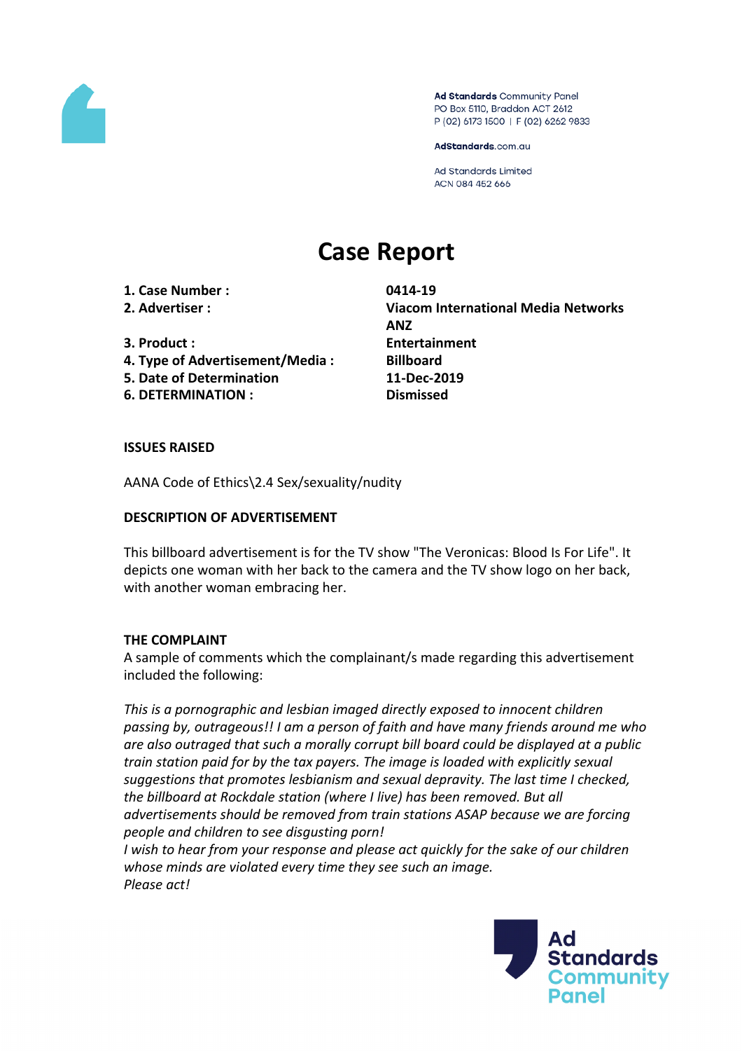Ad Standards Community Panel
PO Box 5110, Braddon ACT 2612
P (02) 6173 1500 | F (02) 6262 9833

AdStandards.com.au

Ad Standards Limited
ACN 084 452 666

# Case Report

| | |
|---|---|
| **1. Case Number :** | **0414-19** |
| **2. Advertiser :** | **Viacom International Media Networks ANZ** |
| **3. Product :** | **Entertainment** |
| **4. Type of Advertisement/Media :** | **Billboard** |
| **5. Date of Determination** | **11-Dec-2019** |
| **6. DETERMINATION :** | **Dismissed** |

**ISSUES RAISED**

AANA Code of Ethics\2.4 Sex/sexuality/nudity

**DESCRIPTION OF ADVERTISEMENT**

This billboard advertisement is for the TV show "The Veronicas: Blood Is For Life". It depicts one woman with her back to the camera and the TV show logo on her back, with another woman embracing her.

**THE COMPLAINT**

A sample of comments which the complainant/s made regarding this advertisement included the following:

*This is a pornographic and lesbian imaged directly exposed to innocent children passing by, outrageous!! I am a person of faith and have many friends around me who are also outraged that such a morally corrupt bill board could be displayed at a public train station paid for by the tax payers. The image is loaded with explicitly sexual suggestions that promotes lesbianism and sexual depravity. The last time I checked, the billboard at Rockdale station (where I live) has been removed. But all advertisements should be removed from train stations ASAP because we are forcing people and children to see disgusting porn!*
*I wish to hear from your response and please act quickly for the sake of our children whose minds are violated every time they see such an image.*
*Please act!*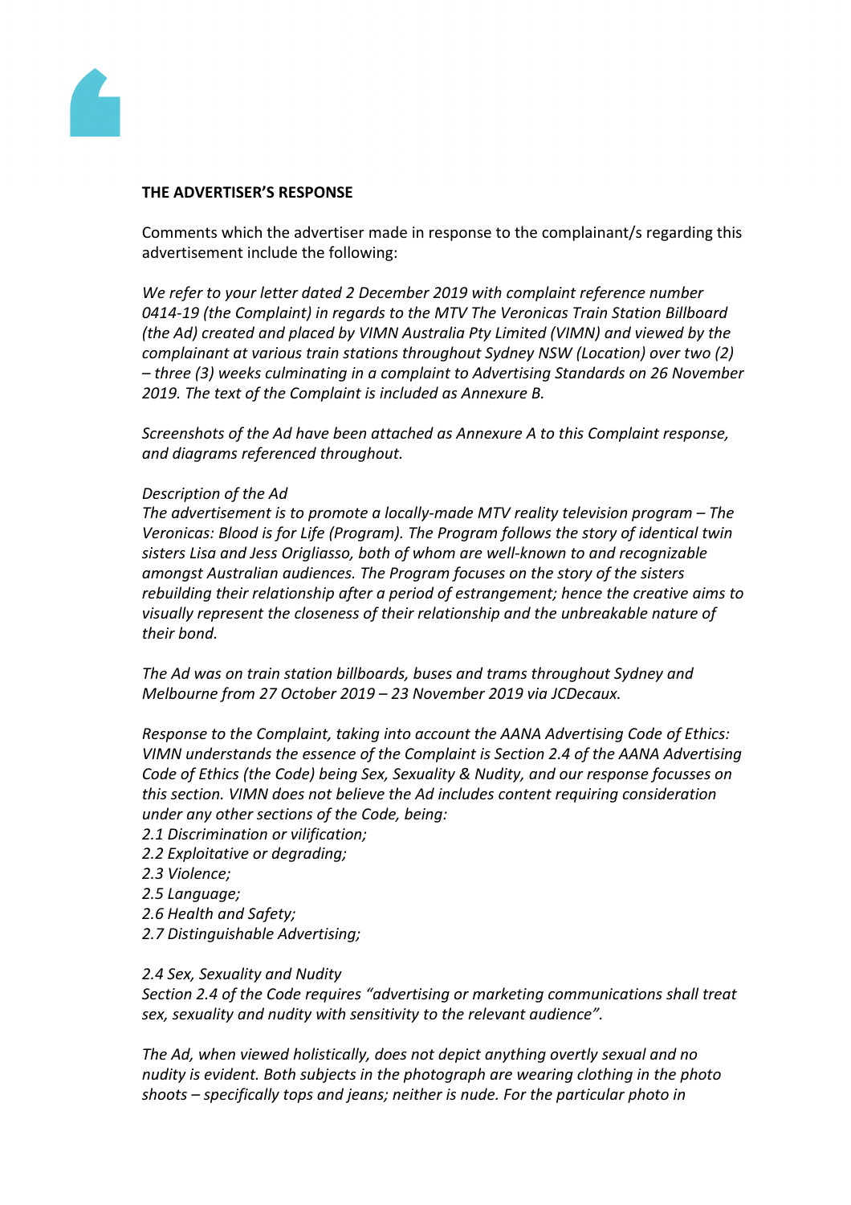**THE ADVERTISER'S RESPONSE**

Comments which the advertiser made in response to the complainant/s regarding this advertisement include the following:

*We refer to your letter dated 2 December 2019 with complaint reference number 0414-19 (the Complaint) in regards to the MTV The Veronicas Train Station Billboard (the Ad) created and placed by VIMN Australia Pty Limited (VIMN) and viewed by the complainant at various train stations throughout Sydney NSW (Location) over two (2) – three (3) weeks culminating in a complaint to Advertising Standards on 26 November 2019. The text of the Complaint is included as Annexure B.*

*Screenshots of the Ad have been attached as Annexure A to this Complaint response, and diagrams referenced throughout.*

*Description of the Ad*
*The advertisement is to promote a locally-made MTV reality television program – The Veronicas: Blood is for Life (Program). The Program follows the story of identical twin sisters Lisa and Jess Origliasso, both of whom are well-known to and recognizable amongst Australian audiences. The Program focuses on the story of the sisters rebuilding their relationship after a period of estrangement; hence the creative aims to visually represent the closeness of their relationship and the unbreakable nature of their bond.*

*The Ad was on train station billboards, buses and trams throughout Sydney and Melbourne from 27 October 2019 – 23 November 2019 via JCDecaux.*

*Response to the Complaint, taking into account the AANA Advertising Code of Ethics:*
*VIMN understands the essence of the Complaint is Section 2.4 of the AANA Advertising Code of Ethics (the Code) being Sex, Sexuality & Nudity, and our response focusses on this section. VIMN does not believe the Ad includes content requiring consideration under any other sections of the Code, being:*
*2.1 Discrimination or vilification;*
*2.2 Exploitative or degrading;*
*2.3 Violence;*
*2.5 Language;*
*2.6 Health and Safety;*
*2.7 Distinguishable Advertising;*

*2.4 Sex, Sexuality and Nudity*
*Section 2.4 of the Code requires "advertising or marketing communications shall treat sex, sexuality and nudity with sensitivity to the relevant audience".*

*The Ad, when viewed holistically, does not depict anything overtly sexual and no nudity is evident. Both subjects in the photograph are wearing clothing in the photo shoots – specifically tops and jeans; neither is nude. For the particular photo in*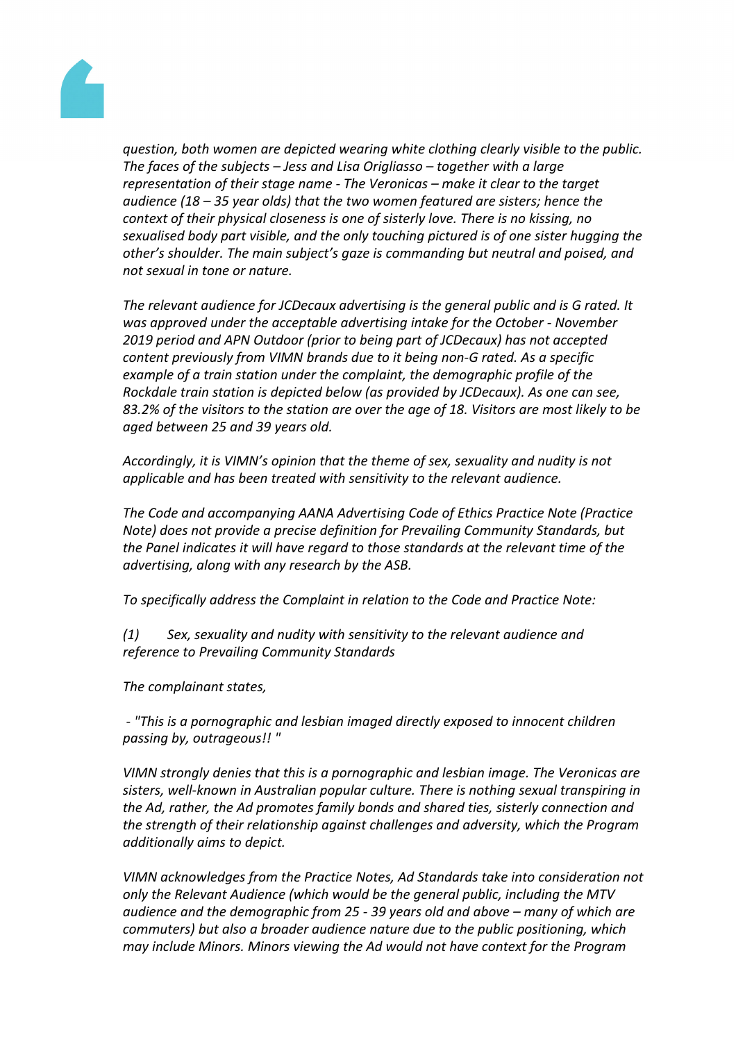*question, both women are depicted wearing white clothing clearly visible to the public. The faces of the subjects – Jess and Lisa Origliasso – together with a large representation of their stage name - The Veronicas – make it clear to the target audience (18 – 35 year olds) that the two women featured are sisters; hence the context of their physical closeness is one of sisterly love. There is no kissing, no sexualised body part visible, and the only touching pictured is of one sister hugging the other's shoulder. The main subject's gaze is commanding but neutral and poised, and not sexual in tone or nature.*

*The relevant audience for JCDecaux advertising is the general public and is G rated. It was approved under the acceptable advertising intake for the October - November 2019 period and APN Outdoor (prior to being part of JCDecaux) has not accepted content previously from VIMN brands due to it being non-G rated. As a specific example of a train station under the complaint, the demographic profile of the Rockdale train station is depicted below (as provided by JCDecaux). As one can see, 83.2% of the visitors to the station are over the age of 18. Visitors are most likely to be aged between 25 and 39 years old.*

*Accordingly, it is VIMN's opinion that the theme of sex, sexuality and nudity is not applicable and has been treated with sensitivity to the relevant audience.*

*The Code and accompanying AANA Advertising Code of Ethics Practice Note (Practice Note) does not provide a precise definition for Prevailing Community Standards, but the Panel indicates it will have regard to those standards at the relevant time of the advertising, along with any research by the ASB.*

*To specifically address the Complaint in relation to the Code and Practice Note:*

*(1) Sex, sexuality and nudity with sensitivity to the relevant audience and reference to Prevailing Community Standards*

*The complainant states,*

*- "This is a pornographic and lesbian imaged directly exposed to innocent children passing by, outrageous!! "*

*VIMN strongly denies that this is a pornographic and lesbian image. The Veronicas are sisters, well-known in Australian popular culture. There is nothing sexual transpiring in the Ad, rather, the Ad promotes family bonds and shared ties, sisterly connection and the strength of their relationship against challenges and adversity, which the Program additionally aims to depict.*

*VIMN acknowledges from the Practice Notes, Ad Standards take into consideration not only the Relevant Audience (which would be the general public, including the MTV audience and the demographic from 25 - 39 years old and above – many of which are commuters) but also a broader audience nature due to the public positioning, which may include Minors. Minors viewing the Ad would not have context for the Program*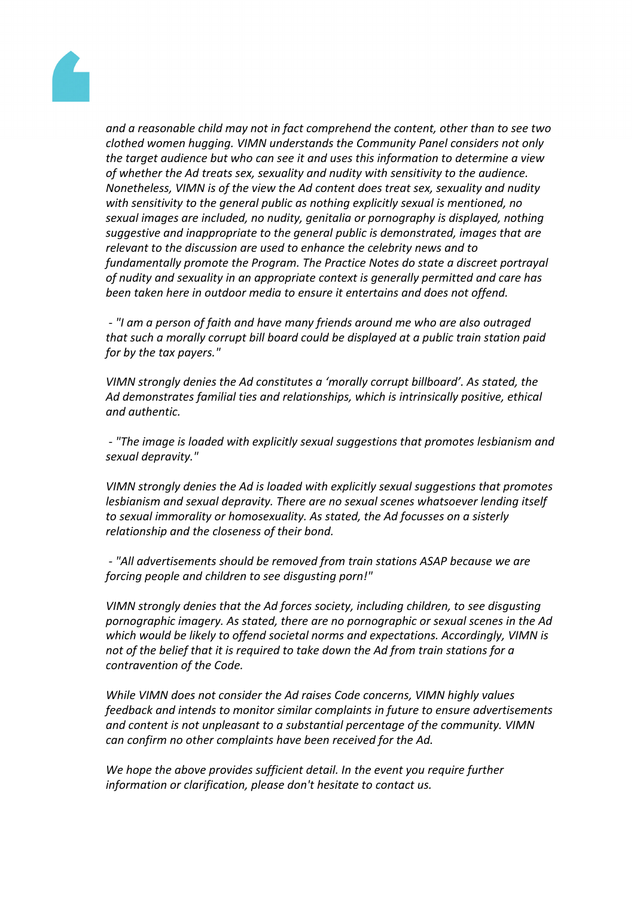*and a reasonable child may not in fact comprehend the content, other than to see two clothed women hugging. VIMN understands the Community Panel considers not only the target audience but who can see it and uses this information to determine a view of whether the Ad treats sex, sexuality and nudity with sensitivity to the audience. Nonetheless, VIMN is of the view the Ad content does treat sex, sexuality and nudity with sensitivity to the general public as nothing explicitly sexual is mentioned, no sexual images are included, no nudity, genitalia or pornography is displayed, nothing suggestive and inappropriate to the general public is demonstrated, images that are relevant to the discussion are used to enhance the celebrity news and to fundamentally promote the Program. The Practice Notes do state a discreet portrayal of nudity and sexuality in an appropriate context is generally permitted and care has been taken here in outdoor media to ensure it entertains and does not offend.*

*- "I am a person of faith and have many friends around me who are also outraged that such a morally corrupt bill board could be displayed at a public train station paid for by the tax payers."*

*VIMN strongly denies the Ad constitutes a 'morally corrupt billboard'. As stated, the Ad demonstrates familial ties and relationships, which is intrinsically positive, ethical and authentic.*

*- "The image is loaded with explicitly sexual suggestions that promotes lesbianism and sexual depravity."*

*VIMN strongly denies the Ad is loaded with explicitly sexual suggestions that promotes lesbianism and sexual depravity. There are no sexual scenes whatsoever lending itself to sexual immorality or homosexuality. As stated, the Ad focusses on a sisterly relationship and the closeness of their bond.*

*- "All advertisements should be removed from train stations ASAP because we are forcing people and children to see disgusting porn!"*

*VIMN strongly denies that the Ad forces society, including children, to see disgusting pornographic imagery. As stated, there are no pornographic or sexual scenes in the Ad which would be likely to offend societal norms and expectations. Accordingly, VIMN is not of the belief that it is required to take down the Ad from train stations for a contravention of the Code.*

*While VIMN does not consider the Ad raises Code concerns, VIMN highly values feedback and intends to monitor similar complaints in future to ensure advertisements and content is not unpleasant to a substantial percentage of the community. VIMN can confirm no other complaints have been received for the Ad.*

*We hope the above provides sufficient detail. In the event you require further information or clarification, please don't hesitate to contact us.*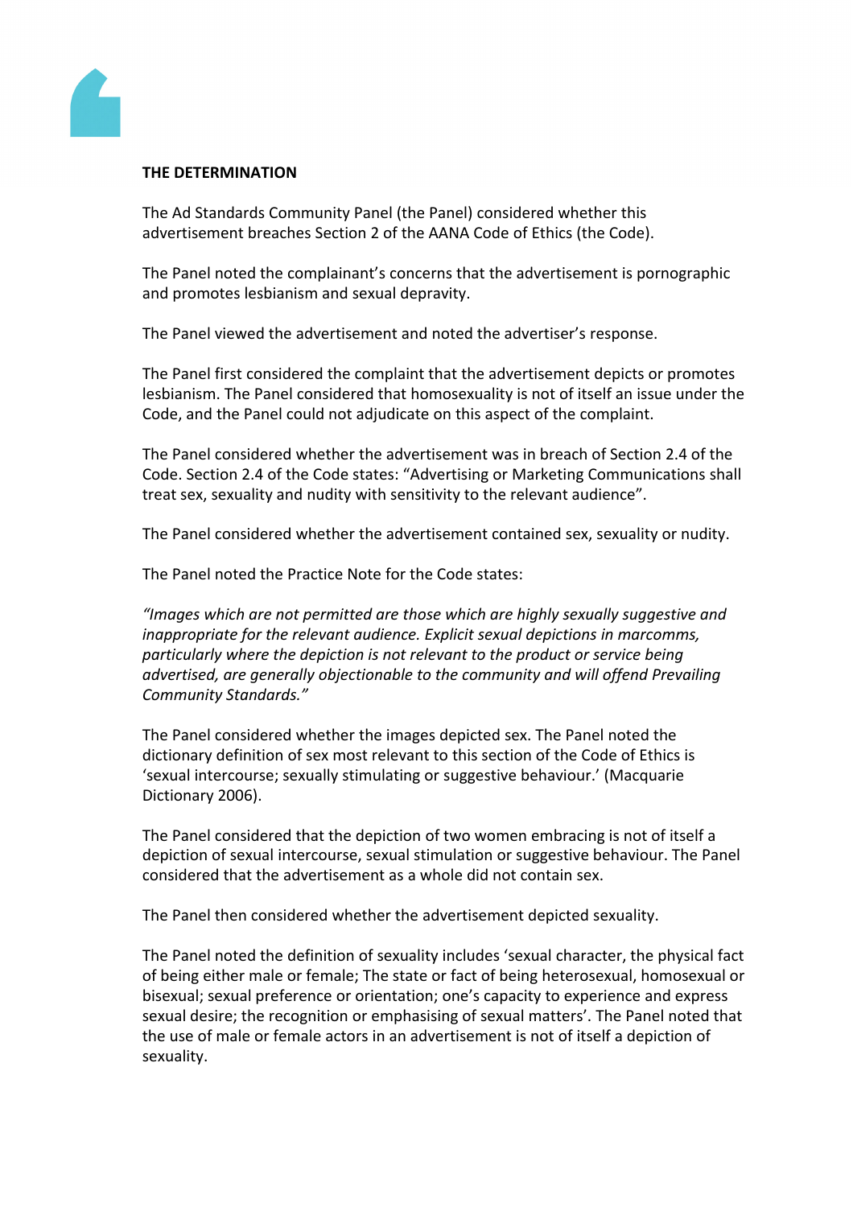**THE DETERMINATION**

The Ad Standards Community Panel (the Panel) considered whether this advertisement breaches Section 2 of the AANA Code of Ethics (the Code).

The Panel noted the complainant's concerns that the advertisement is pornographic and promotes lesbianism and sexual depravity.

The Panel viewed the advertisement and noted the advertiser's response.

The Panel first considered the complaint that the advertisement depicts or promotes lesbianism. The Panel considered that homosexuality is not of itself an issue under the Code, and the Panel could not adjudicate on this aspect of the complaint.

The Panel considered whether the advertisement was in breach of Section 2.4 of the Code. Section 2.4 of the Code states: "Advertising or Marketing Communications shall treat sex, sexuality and nudity with sensitivity to the relevant audience".

The Panel considered whether the advertisement contained sex, sexuality or nudity.

The Panel noted the Practice Note for the Code states:

*"Images which are not permitted are those which are highly sexually suggestive and inappropriate for the relevant audience. Explicit sexual depictions in marcomms, particularly where the depiction is not relevant to the product or service being advertised, are generally objectionable to the community and will offend Prevailing Community Standards."*

The Panel considered whether the images depicted sex. The Panel noted the dictionary definition of sex most relevant to this section of the Code of Ethics is 'sexual intercourse; sexually stimulating or suggestive behaviour.' (Macquarie Dictionary 2006).

The Panel considered that the depiction of two women embracing is not of itself a depiction of sexual intercourse, sexual stimulation or suggestive behaviour. The Panel considered that the advertisement as a whole did not contain sex.

The Panel then considered whether the advertisement depicted sexuality.

The Panel noted the definition of sexuality includes 'sexual character, the physical fact of being either male or female; The state or fact of being heterosexual, homosexual or bisexual; sexual preference or orientation; one's capacity to experience and express sexual desire; the recognition or emphasising of sexual matters'. The Panel noted that the use of male or female actors in an advertisement is not of itself a depiction of sexuality.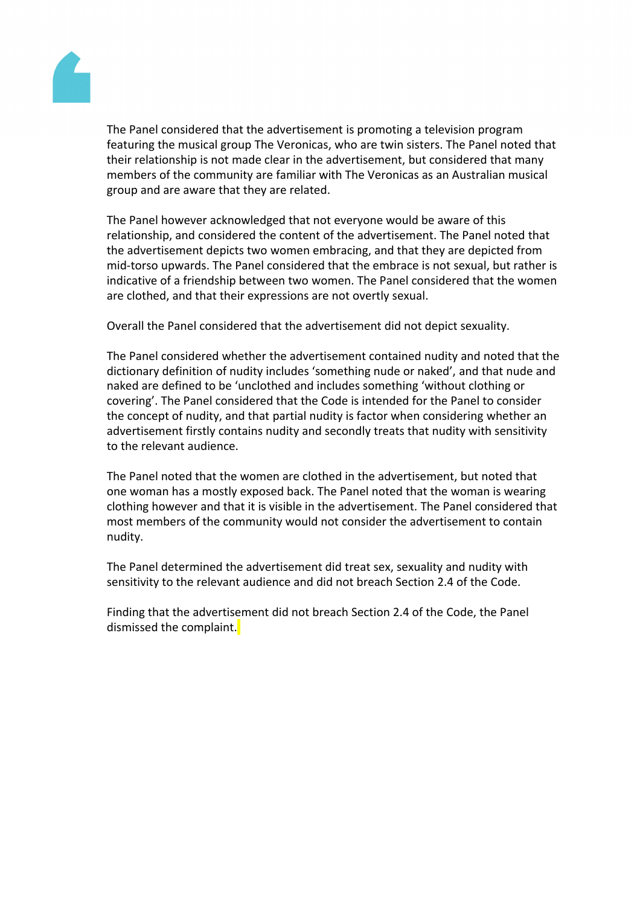The Panel considered that the advertisement is promoting a television program featuring the musical group The Veronicas, who are twin sisters. The Panel noted that their relationship is not made clear in the advertisement, but considered that many members of the community are familiar with The Veronicas as an Australian musical group and are aware that they are related.

The Panel however acknowledged that not everyone would be aware of this relationship, and considered the content of the advertisement. The Panel noted that the advertisement depicts two women embracing, and that they are depicted from mid-torso upwards. The Panel considered that the embrace is not sexual, but rather is indicative of a friendship between two women. The Panel considered that the women are clothed, and that their expressions are not overtly sexual.

Overall the Panel considered that the advertisement did not depict sexuality.

The Panel considered whether the advertisement contained nudity and noted that the dictionary definition of nudity includes 'something nude or naked', and that nude and naked are defined to be 'unclothed and includes something 'without clothing or covering'. The Panel considered that the Code is intended for the Panel to consider the concept of nudity, and that partial nudity is factor when considering whether an advertisement firstly contains nudity and secondly treats that nudity with sensitivity to the relevant audience.

The Panel noted that the women are clothed in the advertisement, but noted that one woman has a mostly exposed back. The Panel noted that the woman is wearing clothing however and that it is visible in the advertisement. The Panel considered that most members of the community would not consider the advertisement to contain nudity.

The Panel determined the advertisement did treat sex, sexuality and nudity with sensitivity to the relevant audience and did not breach Section 2.4 of the Code.

Finding that the advertisement did not breach Section 2.4 of the Code, the Panel dismissed the complaint.